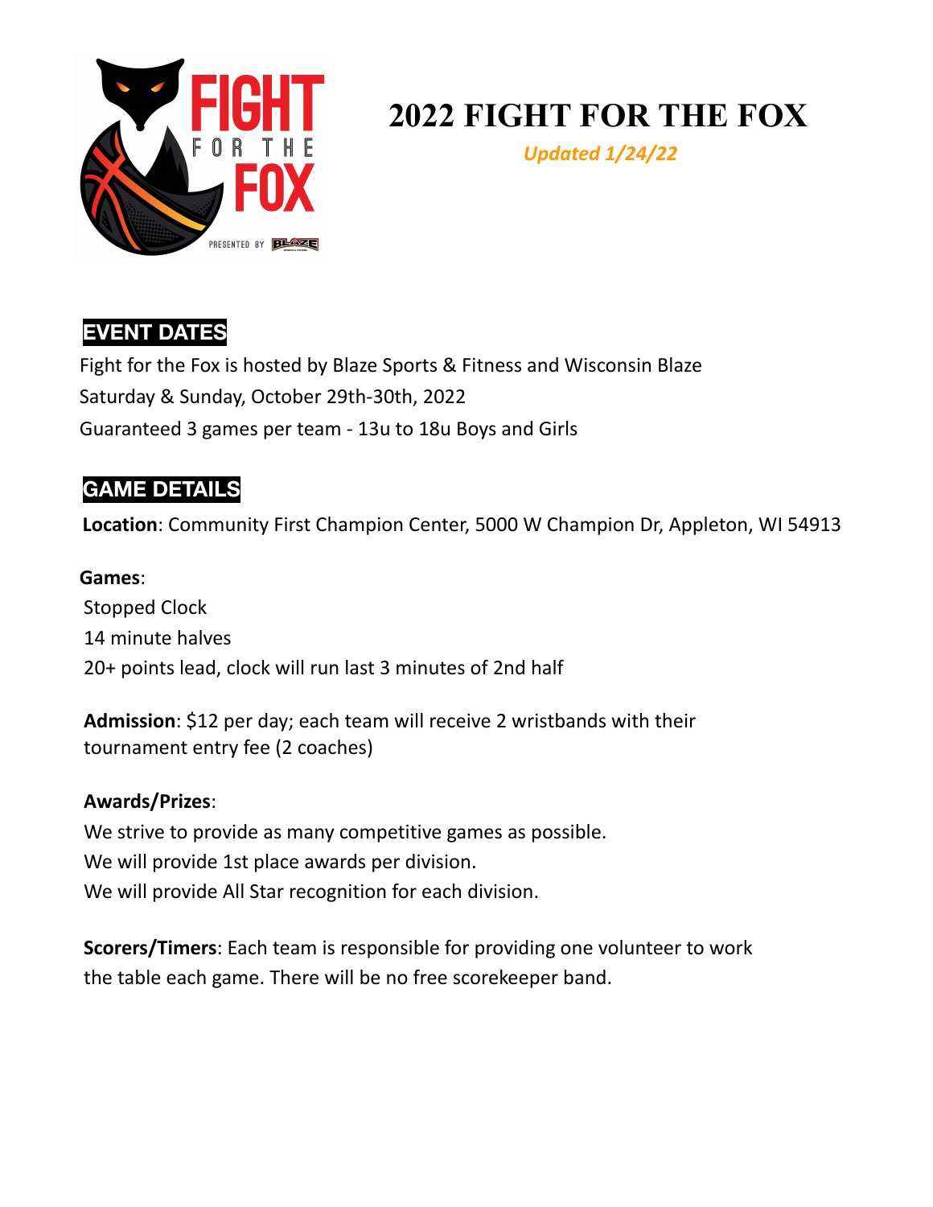# 2022 FIGHT FOR THE FOX

*Updated 1/24/22*

## EVENT DATES

Fight for the Fox is hosted by Blaze Sports & Fitness and Wisconsin Blaze

Saturday & Sunday, October 29th-30th, 2022

Guaranteed 3 games per team - 13u to 18u Boys and Girls

## GAME DETAILS

**Location**: Community First Champion Center, 5000 W Champion Dr, Appleton, WI 54913

**Games**:

Stopped Clock

14 minute halves

20+ points lead, clock will run last 3 minutes of 2nd half

**Admission**: $12 per day; each team will receive 2 wristbands with their tournament entry fee (2 coaches)

**Awards/Prizes**:

We strive to provide as many competitive games as possible.

We will provide 1st place awards per division.

We will provide All Star recognition for each division.

**Scorers/Timers**: Each team is responsible for providing one volunteer to work the table each game. There will be no free scorekeeper band.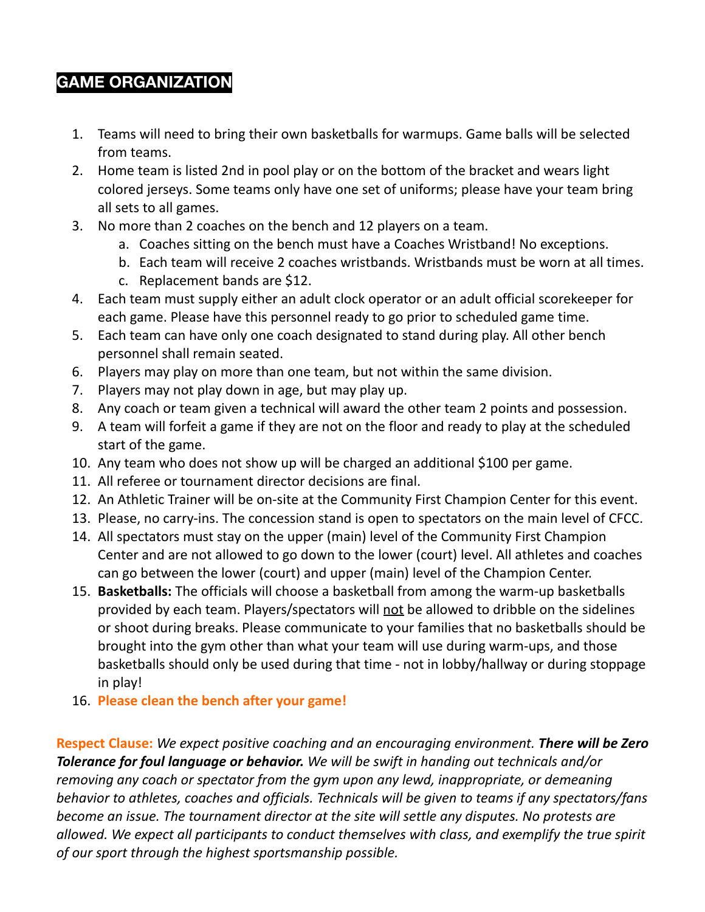## GAME ORGANIZATION

1. Teams will need to bring their own basketballs for warmups. Game balls will be selected from teams.
2. Home team is listed 2nd in pool play or on the bottom of the bracket and wears light colored jerseys. Some teams only have one set of uniforms; please have your team bring all sets to all games.
3. No more than 2 coaches on the bench and 12 players on a team.
   a. Coaches sitting on the bench must have a Coaches Wristband! No exceptions.
   b. Each team will receive 2 coaches wristbands. Wristbands must be worn at all times.
   c. Replacement bands are $12.
4. Each team must supply either an adult clock operator or an adult official scorekeeper for each game. Please have this personnel ready to go prior to scheduled game time.
5. Each team can have only one coach designated to stand during play. All other bench personnel shall remain seated.
6. Players may play on more than one team, but not within the same division.
7. Players may not play down in age, but may play up.
8. Any coach or team given a technical will award the other team 2 points and possession.
9. A team will forfeit a game if they are not on the floor and ready to play at the scheduled start of the game.
10. Any team who does not show up will be charged an additional $100 per game.
11. All referee or tournament director decisions are final.
12. An Athletic Trainer will be on-site at the Community First Champion Center for this event.
13. Please, no carry-ins. The concession stand is open to spectators on the main level of CFCC.
14. All spectators must stay on the upper (main) level of the Community First Champion Center and are not allowed to go down to the lower (court) level. All athletes and coaches can go between the lower (court) and upper (main) level of the Champion Center.
15. **Basketballs:** The officials will choose a basketball from among the warm-up basketballs provided by each team. Players/spectators will <u>not</u> be allowed to dribble on the sidelines or shoot during breaks. Please communicate to your families that no basketballs should be brought into the gym other than what your team will use during warm-ups, and those basketballs should only be used during that time - not in lobby/hallway or during stoppage in play!
16. **Please clean the bench after your game!**

**Respect Clause:** *We expect positive coaching and an encouraging environment.* ***There will be Zero Tolerance for foul language or behavior.*** *We will be swift in handing out technicals and/or removing any coach or spectator from the gym upon any lewd, inappropriate, or demeaning behavior to athletes, coaches and officials. Technicals will be given to teams if any spectators/fans become an issue. The tournament director at the site will settle any disputes. No protests are allowed. We expect all participants to conduct themselves with class, and exemplify the true spirit of our sport through the highest sportsmanship possible.*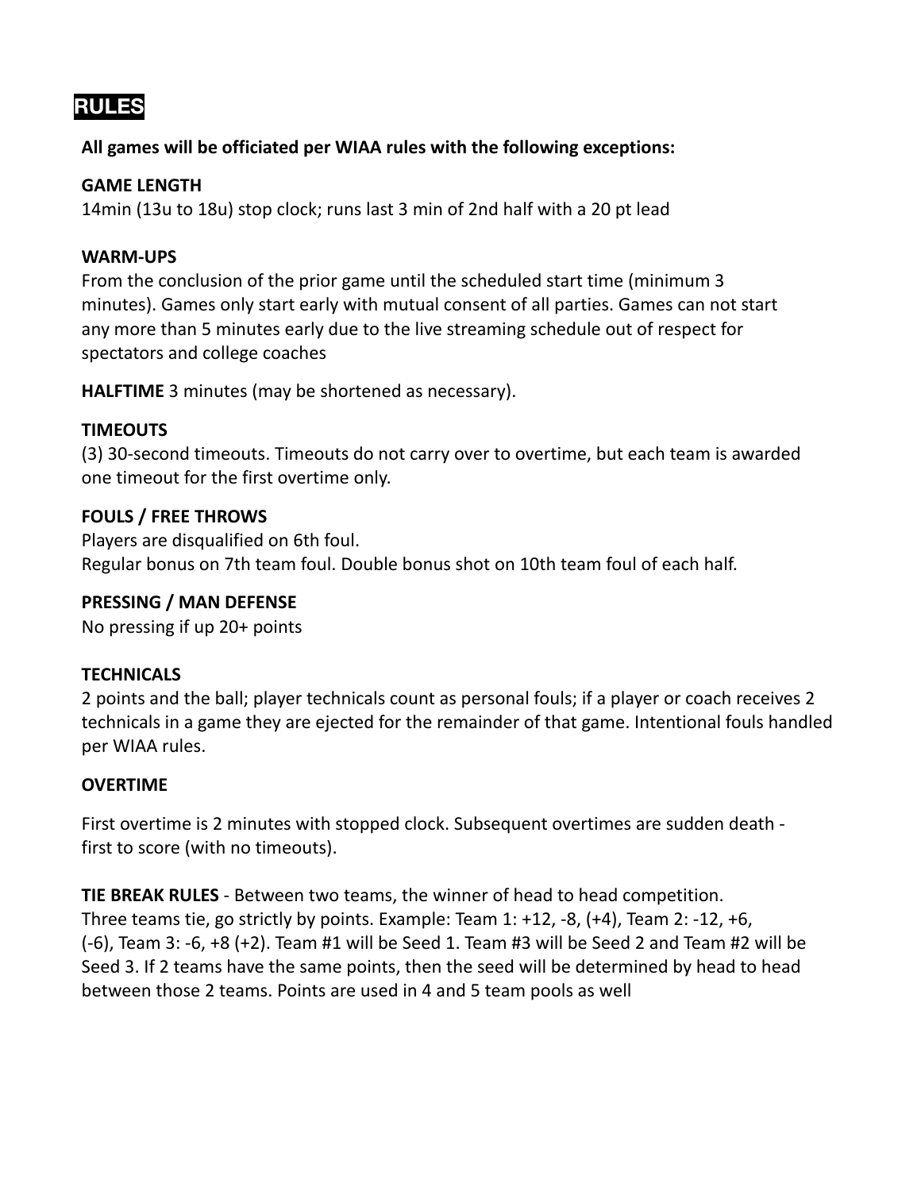# RULES

**All games will be officiated per WIAA rules with the following exceptions:**

**GAME LENGTH**
14min (13u to 18u) stop clock; runs last 3 min of 2nd half with a 20 pt lead

**WARM-UPS**
From the conclusion of the prior game until the scheduled start time (minimum 3 minutes). Games only start early with mutual consent of all parties. Games can not start any more than 5 minutes early due to the live streaming schedule out of respect for spectators and college coaches

**HALFTIME** 3 minutes (may be shortened as necessary).

**TIMEOUTS**
(3) 30-second timeouts. Timeouts do not carry over to overtime, but each team is awarded one timeout for the first overtime only.

**FOULS / FREE THROWS**
Players are disqualified on 6th foul.
Regular bonus on 7th team foul. Double bonus shot on 10th team foul of each half.

**PRESSING / MAN DEFENSE**
No pressing if up 20+ points

**TECHNICALS**
2 points and the ball; player technicals count as personal fouls; if a player or coach receives 2 technicals in a game they are ejected for the remainder of that game. Intentional fouls handled per WIAA rules.

**OVERTIME**

First overtime is 2 minutes with stopped clock. Subsequent overtimes are sudden death - first to score (with no timeouts).

**TIE BREAK RULES** - Between two teams, the winner of head to head competition. Three teams tie, go strictly by points. Example: Team 1: +12, -8, (+4), Team 2: -12, +6, (-6), Team 3: -6, +8 (+2). Team #1 will be Seed 1. Team #3 will be Seed 2 and Team #2 will be Seed 3. If 2 teams have the same points, then the seed will be determined by head to head between those 2 teams. Points are used in 4 and 5 team pools as well